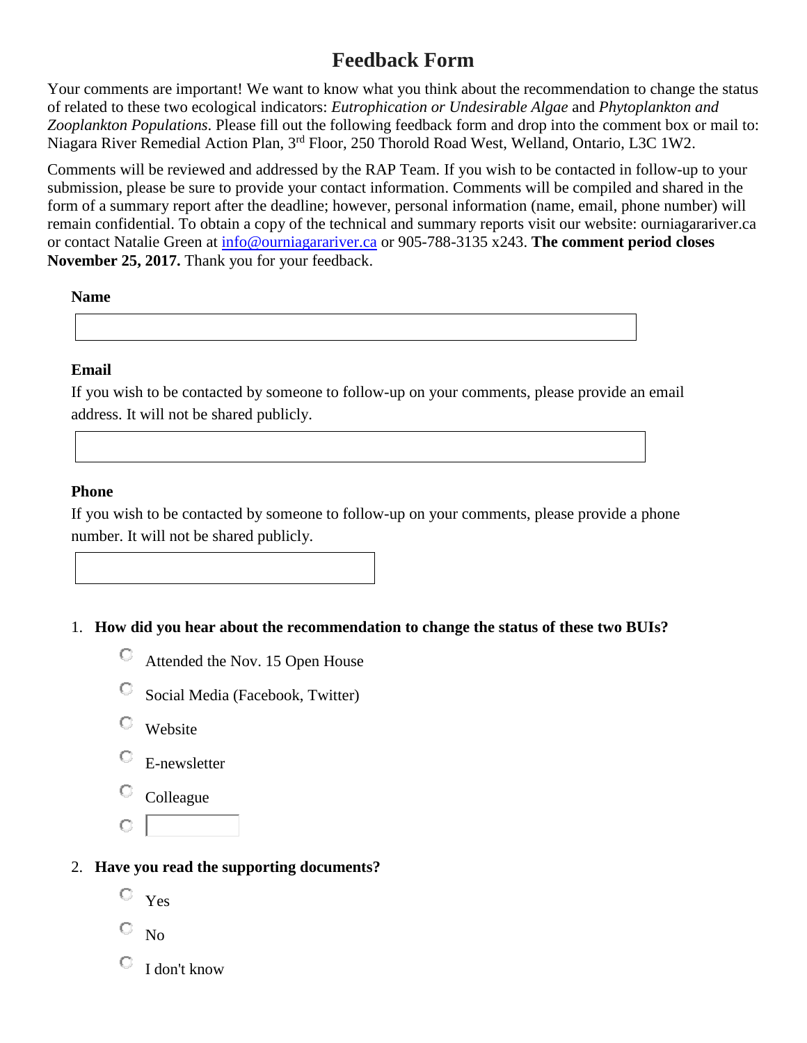# Feedback Form

Your comments are important! We want to know what you think about the recommendation to change the status of related to these two ecological indicators: *Eutrophication or Undesirable Algae* and *Phytoplankton and Zooplankton Populations*. Please fill out the following feedback form and drop into the comment box or mail to: Niagara River Remedial Action Plan, 3rd Floor, 250 Thorold Road West, Welland, Ontario, L3C 1W2.

Comments will be reviewed and addressed by the RAP Team. If you wish to be contacted in follow-up to your submission, please be sure to provide your contact information. Comments will be compiled and shared in the form of a summary report after the deadline; however, personal information (name, email, phone number) will remain confidential. To obtain a copy of the technical and summary reports visit our website: ourniagarariver.ca or contact Natalie Green at info@ourniagarariver.ca or 905-788-3135 x243. **The comment period closes November 25, 2017.** Thank you for your feedback.

**Name**

**Email**

If you wish to be contacted by someone to follow-up on your comments, please provide an email address. It will not be shared publicly.

**Phone**

If you wish to be contacted by someone to follow-up on your comments, please provide a phone number. It will not be shared publicly.

1. **How did you hear about the recommendation to change the status of these two BUIs?**
   - ○ Attended the Nov. 15 Open House
   - ○ Social Media (Facebook, Twitter)
   - ○ Website
   - ○ E-newsletter
   - ○ Colleague
   - ○ 

2. **Have you read the supporting documents?**
   - ○ Yes
   - ○ No
   - ○ I don't know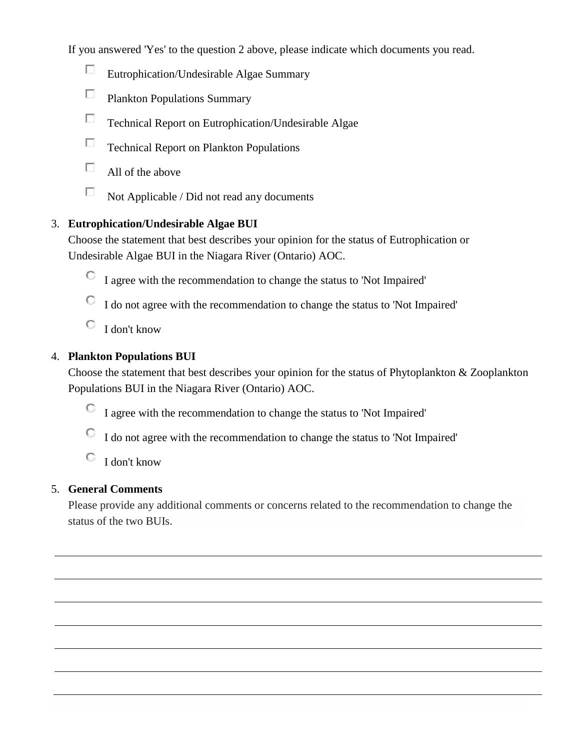If you answered 'Yes' to the question 2 above, please indicate which documents you read.

- ☐ Eutrophication/Undesirable Algae Summary
- ☐ Plankton Populations Summary
- ☐ Technical Report on Eutrophication/Undesirable Algae
- ☐ Technical Report on Plankton Populations
- ☐ All of the above
- ☐ Not Applicable / Did not read any documents

3. **Eutrophication/Undesirable Algae BUI**

   Choose the statement that best describes your opinion for the status of Eutrophication or Undesirable Algae BUI in the Niagara River (Ontario) AOC.

   - ○ I agree with the recommendation to change the status to 'Not Impaired'
   - ○ I do not agree with the recommendation to change the status to 'Not Impaired'
   - ○ I don't know

4. **Plankton Populations BUI**

   Choose the statement that best describes your opinion for the status of Phytoplankton & Zooplankton Populations BUI in the Niagara River (Ontario) AOC.

   - ○ I agree with the recommendation to change the status to 'Not Impaired'
   - ○ I do not agree with the recommendation to change the status to 'Not Impaired'
   - ○ I don't know

5. **General Comments**

   Please provide any additional comments or concerns related to the recommendation to change the status of the two BUIs.

______________________________________________________________________

______________________________________________________________________

______________________________________________________________________

______________________________________________________________________

______________________________________________________________________

______________________________________________________________________

______________________________________________________________________